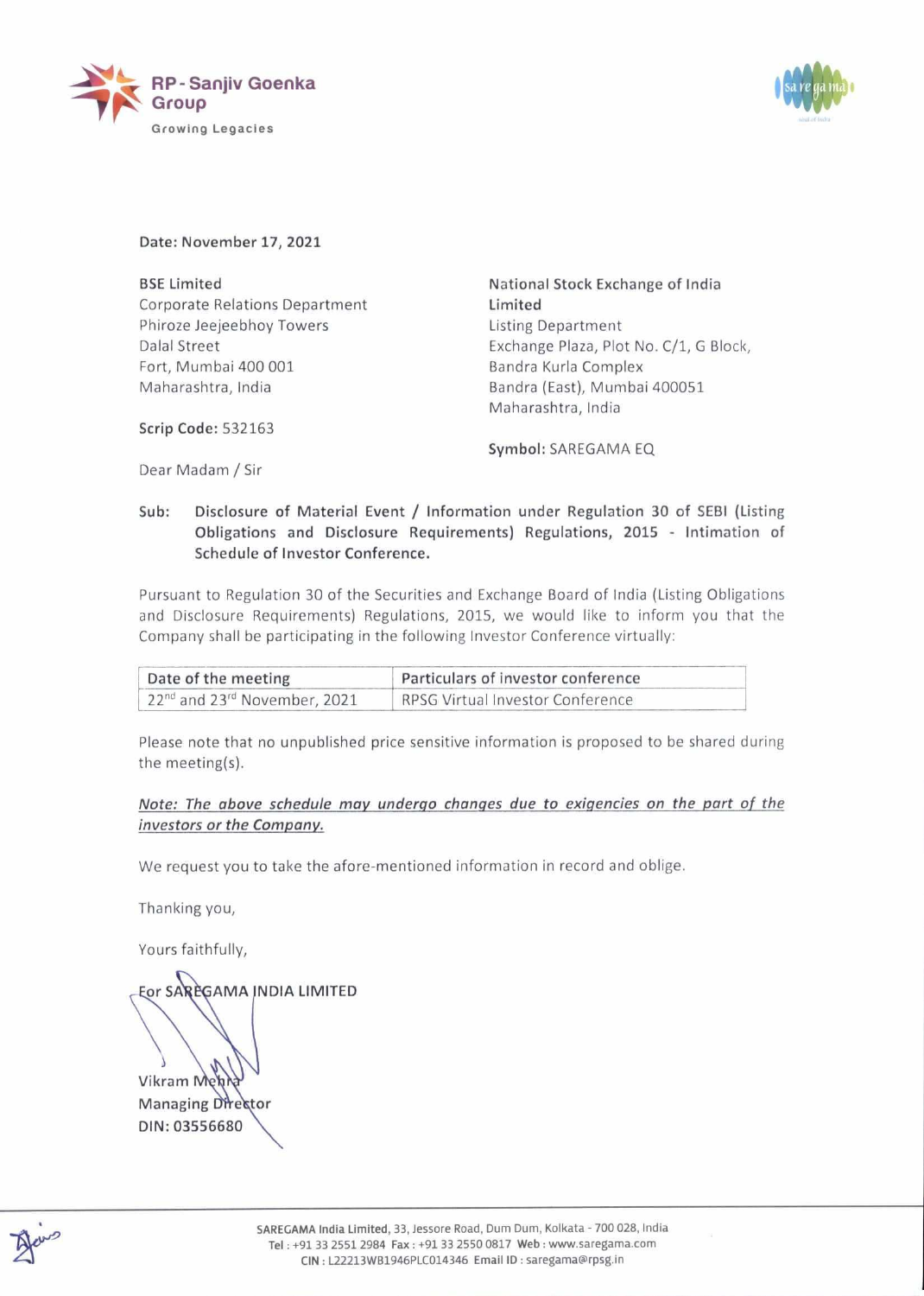RP - Sanjiv Goenka Group

Growing Legacies

Date: November 17, 2021

BSE Limited
Corporate Relations Department
Phiroze Jeejeebhoy Towers
Dalal Street
Fort, Mumbai 400 001
Maharashtra, India

**Scrip Code:** 532163

National Stock Exchange of India Limited
Listing Department
Exchange Plaza, Plot No. C/1, G Block,
Bandra Kurla Complex
Bandra (East), Mumbai 400051
Maharashtra, India

**Symbol:** SAREGAMA EQ

Dear Madam / Sir

**Sub: Disclosure of Material Event / Information under Regulation 30 of SEBI (Listing Obligations and Disclosure Requirements) Regulations, 2015 - Intimation of Schedule of Investor Conference.**

Pursuant to Regulation 30 of the Securities and Exchange Board of India (Listing Obligations and Disclosure Requirements) Regulations, 2015, we would like to inform you that the Company shall be participating in the following Investor Conference virtually:

| Date of the meeting | Particulars of investor conference |
|---|---|
| 22nd and 23rd November, 2021 | RPSG Virtual Investor Conference |

Please note that no unpublished price sensitive information is proposed to be shared during the meeting(s).

*Note: The above schedule may undergo changes due to exigencies on the part of the investors or the Company.*

We request you to take the afore-mentioned information in record and oblige.

Thanking you,

Yours faithfully,

**For SAREGAMA INDIA LIMITED**

Vikram Mehra
Managing Director
DIN: 03556680

**SAREGAMA India Limited**, 33, Jessore Road, Dum Dum, Kolkata - 700 028, India
Tel : +91 33 2551 2984 Fax : +91 33 2550 0817 Web : www.saregama.com
CIN : L22213WB1946PLC014346 Email ID : saregama@rpsg.in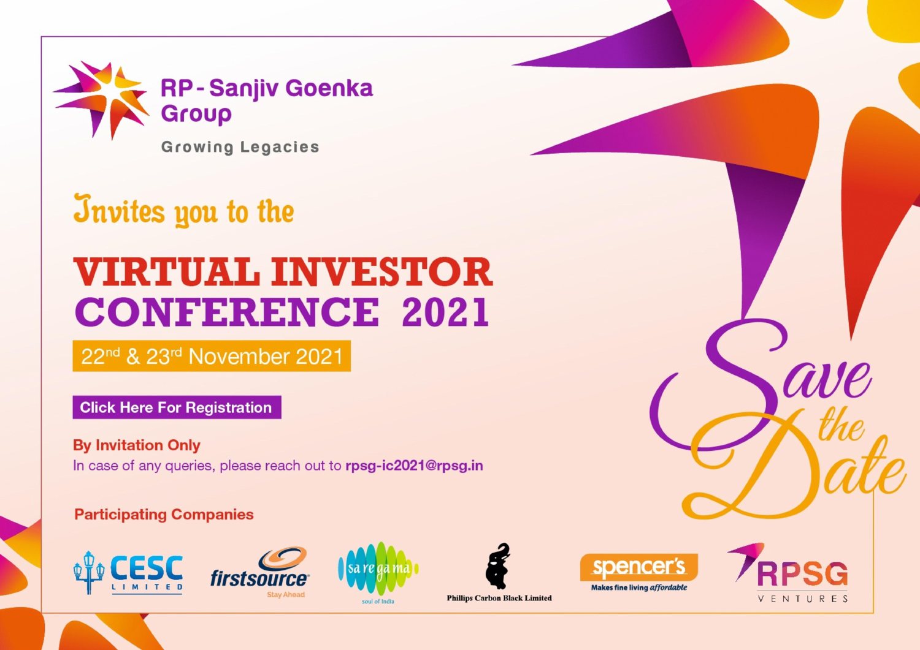# RP - Sanjiv Goenka Group

Growing Legacies

Invites you to the

# VIRTUAL INVESTOR CONFERENCE 2021

22nd & 23rd November 2021

Click Here For Registration

**By Invitation Only**

In case of any queries, please reach out to **rpsg-ic2021@rpsg.in**

**Participating Companies**

CESC LIMITED

firstsource Stay Ahead

saregama soul of India

Phillips Carbon Black Limited

spencer's Makes fine living *affordable*

RPSG VENTURES

Save the Date